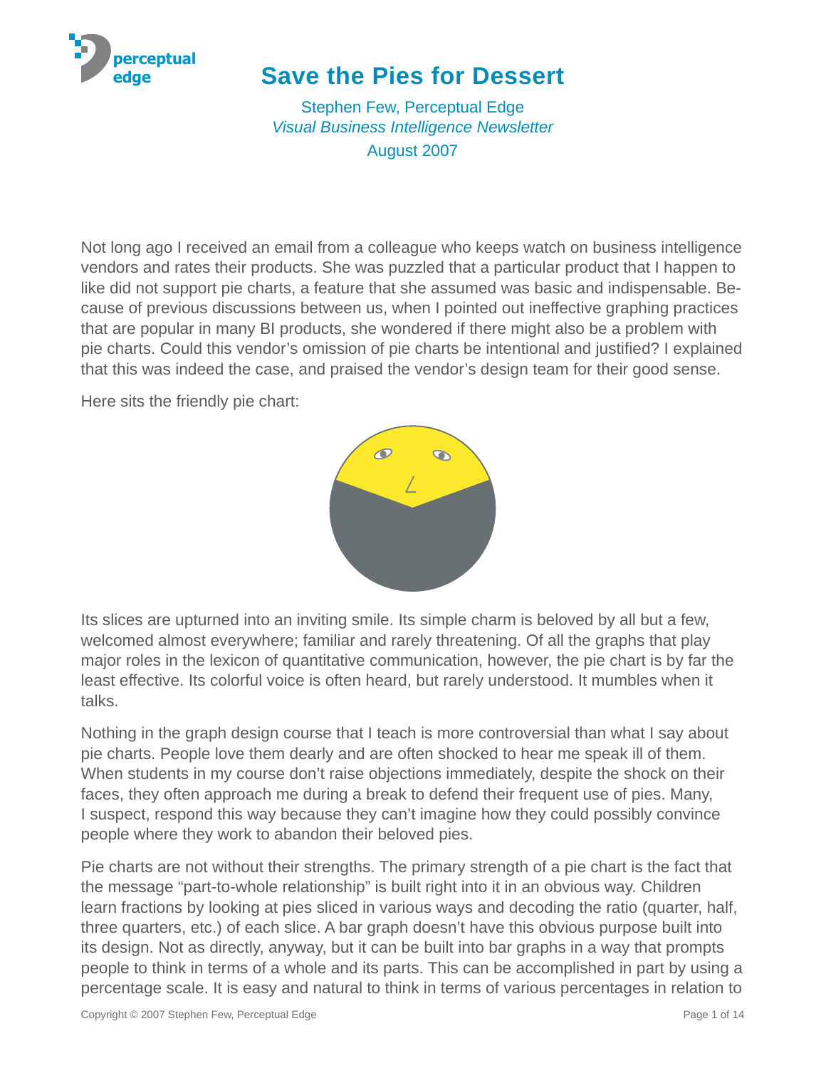# Save the Pies for Dessert

Stephen Few, Perceptual Edge
*Visual Business Intelligence Newsletter*
August 2007

Not long ago I received an email from a colleague who keeps watch on business intelligence vendors and rates their products. She was puzzled that a particular product that I happen to like did not support pie charts, a feature that she assumed was basic and indispensable. Because of previous discussions between us, when I pointed out ineffective graphing practices that are popular in many BI products, she wondered if there might also be a problem with pie charts. Could this vendor's omission of pie charts be intentional and justified? I explained that this was indeed the case, and praised the vendor's design team for their good sense.

Here sits the friendly pie chart:

Its slices are upturned into an inviting smile. Its simple charm is beloved by all but a few, welcomed almost everywhere; familiar and rarely threatening. Of all the graphs that play major roles in the lexicon of quantitative communication, however, the pie chart is by far the least effective. Its colorful voice is often heard, but rarely understood. It mumbles when it talks.

Nothing in the graph design course that I teach is more controversial than what I say about pie charts. People love them dearly and are often shocked to hear me speak ill of them. When students in my course don't raise objections immediately, despite the shock on their faces, they often approach me during a break to defend their frequent use of pies. Many, I suspect, respond this way because they can't imagine how they could possibly convince people where they work to abandon their beloved pies.

Pie charts are not without their strengths. The primary strength of a pie chart is the fact that the message "part-to-whole relationship" is built right into it in an obvious way. Children learn fractions by looking at pies sliced in various ways and decoding the ratio (quarter, half, three quarters, etc.) of each slice. A bar graph doesn't have this obvious purpose built into its design. Not as directly, anyway, but it can be built into bar graphs in a way that prompts people to think in terms of a whole and its parts. This can be accomplished in part by using a percentage scale. It is easy and natural to think in terms of various percentages in relation to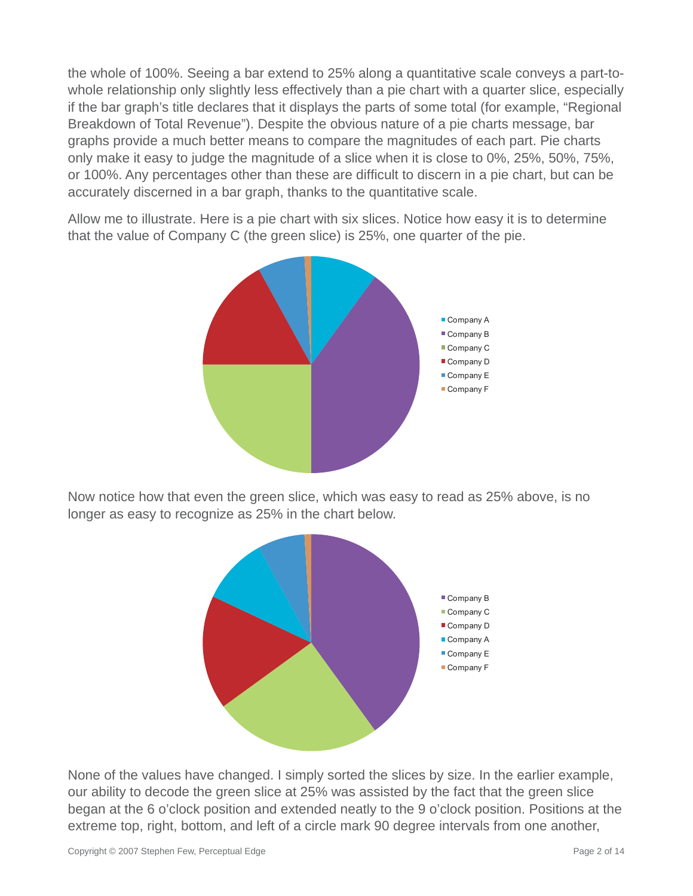the whole of 100%. Seeing a bar extend to 25% along a quantitative scale conveys a part-to-whole relationship only slightly less effectively than a pie chart with a quarter slice, especially if the bar graph's title declares that it displays the parts of some total (for example, "Regional Breakdown of Total Revenue"). Despite the obvious nature of a pie charts message, bar graphs provide a much better means to compare the magnitudes of each part. Pie charts only make it easy to judge the magnitude of a slice when it is close to 0%, 25%, 50%, 75%, or 100%. Any percentages other than these are difficult to discern in a pie chart, but can be accurately discerned in a bar graph, thanks to the quantitative scale.

Allow me to illustrate. Here is a pie chart with six slices. Notice how easy it is to determine that the value of Company C (the green slice) is 25%, one quarter of the pie.

Company A
Company B
Company C
Company D
Company E
Company F

Now notice how that even the green slice, which was easy to read as 25% above, is no longer as easy to recognize as 25% in the chart below.

Company B
Company C
Company D
Company A
Company E
Company F

None of the values have changed. I simply sorted the slices by size. In the earlier example, our ability to decode the green slice at 25% was assisted by the fact that the green slice began at the 6 o'clock position and extended neatly to the 9 o'clock position. Positions at the extreme top, right, bottom, and left of a circle mark 90 degree intervals from one another,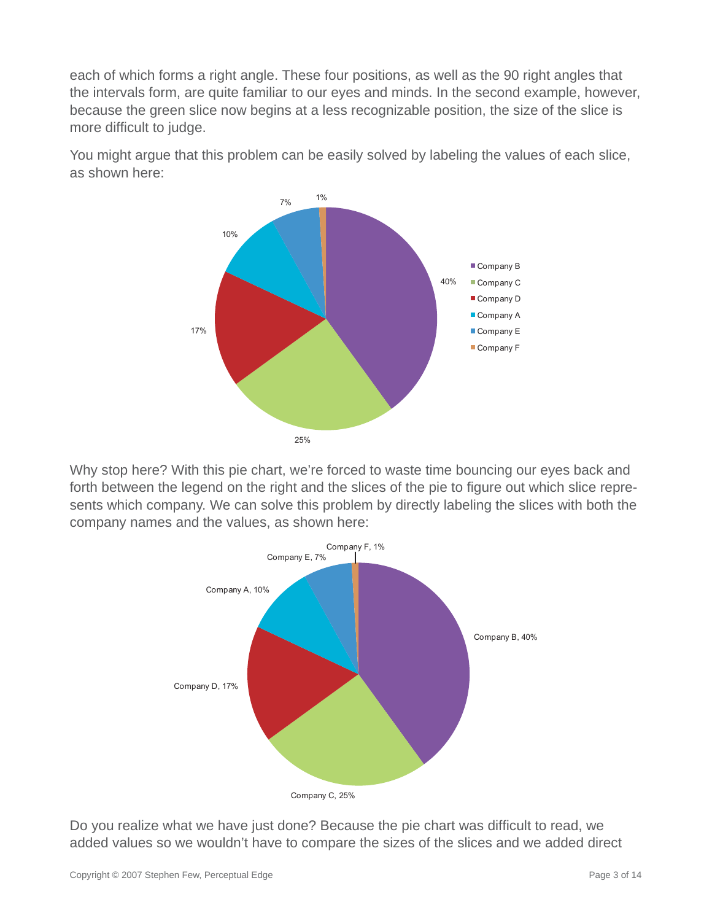each of which forms a right angle. These four positions, as well as the 90 right angles that the intervals form, are quite familiar to our eyes and minds. In the second example, however, because the green slice now begins at a less recognizable position, the size of the slice is more difficult to judge.

You might argue that this problem can be easily solved by labeling the values of each slice, as shown here:

Why stop here? With this pie chart, we're forced to waste time bouncing our eyes back and forth between the legend on the right and the slices of the pie to figure out which slice represents which company. We can solve this problem by directly labeling the slices with both the company names and the values, as shown here:

Do you realize what we have just done? Because the pie chart was difficult to read, we added values so we wouldn't have to compare the sizes of the slices and we added direct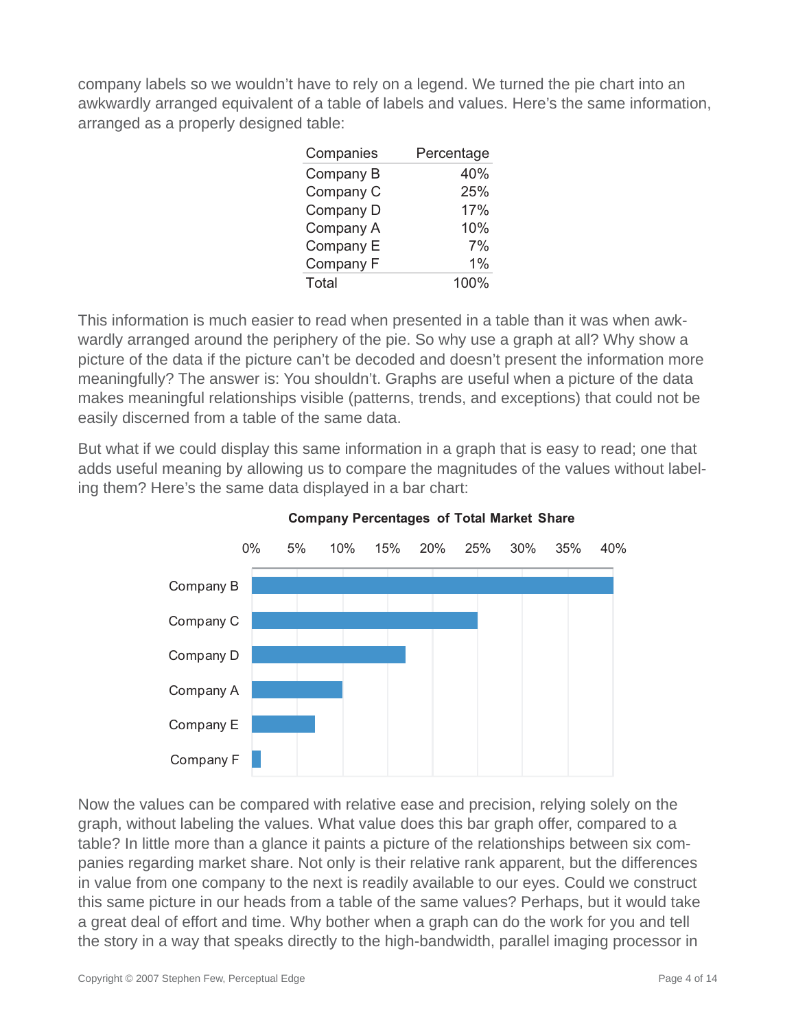company labels so we wouldn't have to rely on a legend. We turned the pie chart into an awkwardly arranged equivalent of a table of labels and values. Here's the same information, arranged as a properly designed table:

| Companies | Percentage |
|---|---:|
| Company B | 40% |
| Company C | 25% |
| Company D | 17% |
| Company A | 10% |
| Company E | 7% |
| Company F | 1% |
| Total | 100% |

This information is much easier to read when presented in a table than it was when awkwardly arranged around the periphery of the pie. So why use a graph at all? Why show a picture of the data if the picture can't be decoded and doesn't present the information more meaningfully? The answer is: You shouldn't. Graphs are useful when a picture of the data makes meaningful relationships visible (patterns, trends, and exceptions) that could not be easily discerned from a table of the same data.

But what if we could display this same information in a graph that is easy to read; one that adds useful meaning by allowing us to compare the magnitudes of the values without labeling them? Here's the same data displayed in a bar chart:

**Company Percentages of Total Market Share**

Now the values can be compared with relative ease and precision, relying solely on the graph, without labeling the values. What value does this bar graph offer, compared to a table? In little more than a glance it paints a picture of the relationships between six companies regarding market share. Not only is their relative rank apparent, but the differences in value from one company to the next is readily available to our eyes. Could we construct this same picture in our heads from a table of the same values? Perhaps, but it would take a great deal of effort and time. Why bother when a graph can do the work for you and tell the story in a way that speaks directly to the high-bandwidth, parallel imaging processor in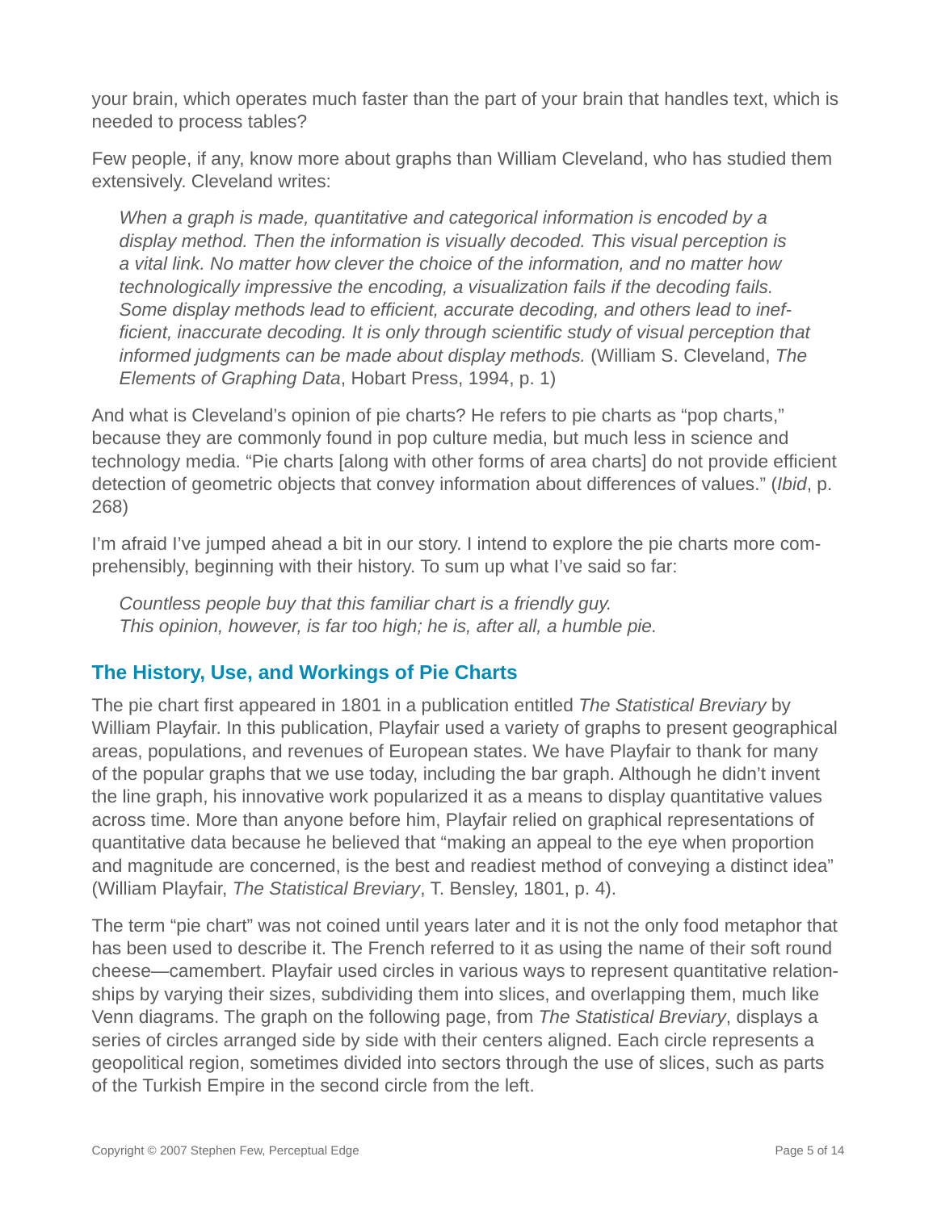your brain, which operates much faster than the part of your brain that handles text, which is needed to process tables?

Few people, if any, know more about graphs than William Cleveland, who has studied them extensively. Cleveland writes:

> *When a graph is made, quantitative and categorical information is encoded by a display method. Then the information is visually decoded. This visual perception is a vital link. No matter how clever the choice of the information, and no matter how technologically impressive the encoding, a visualization fails if the decoding fails. Some display methods lead to efficient, accurate decoding, and others lead to inefficient, inaccurate decoding. It is only through scientific study of visual perception that informed judgments can be made about display methods.* (William S. Cleveland, *The Elements of Graphing Data*, Hobart Press, 1994, p. 1)

And what is Cleveland's opinion of pie charts? He refers to pie charts as "pop charts," because they are commonly found in pop culture media, but much less in science and technology media. "Pie charts [along with other forms of area charts] do not provide efficient detection of geometric objects that convey information about differences of values." (*Ibid*, p. 268)

I'm afraid I've jumped ahead a bit in our story. I intend to explore the pie charts more comprehensibly, beginning with their history. To sum up what I've said so far:

> *Countless people buy that this familiar chart is a friendly guy.*
> *This opinion, however, is far too high; he is, after all, a humble pie.*

## The History, Use, and Workings of Pie Charts

The pie chart first appeared in 1801 in a publication entitled *The Statistical Breviary* by William Playfair. In this publication, Playfair used a variety of graphs to present geographical areas, populations, and revenues of European states. We have Playfair to thank for many of the popular graphs that we use today, including the bar graph. Although he didn't invent the line graph, his innovative work popularized it as a means to display quantitative values across time. More than anyone before him, Playfair relied on graphical representations of quantitative data because he believed that "making an appeal to the eye when proportion and magnitude are concerned, is the best and readiest method of conveying a distinct idea" (William Playfair, *The Statistical Breviary*, T. Bensley, 1801, p. 4).

The term "pie chart" was not coined until years later and it is not the only food metaphor that has been used to describe it. The French referred to it as using the name of their soft round cheese—camembert. Playfair used circles in various ways to represent quantitative relationships by varying their sizes, subdividing them into slices, and overlapping them, much like Venn diagrams. The graph on the following page, from *The Statistical Breviary*, displays a series of circles arranged side by side with their centers aligned. Each circle represents a geopolitical region, sometimes divided into sectors through the use of slices, such as parts of the Turkish Empire in the second circle from the left.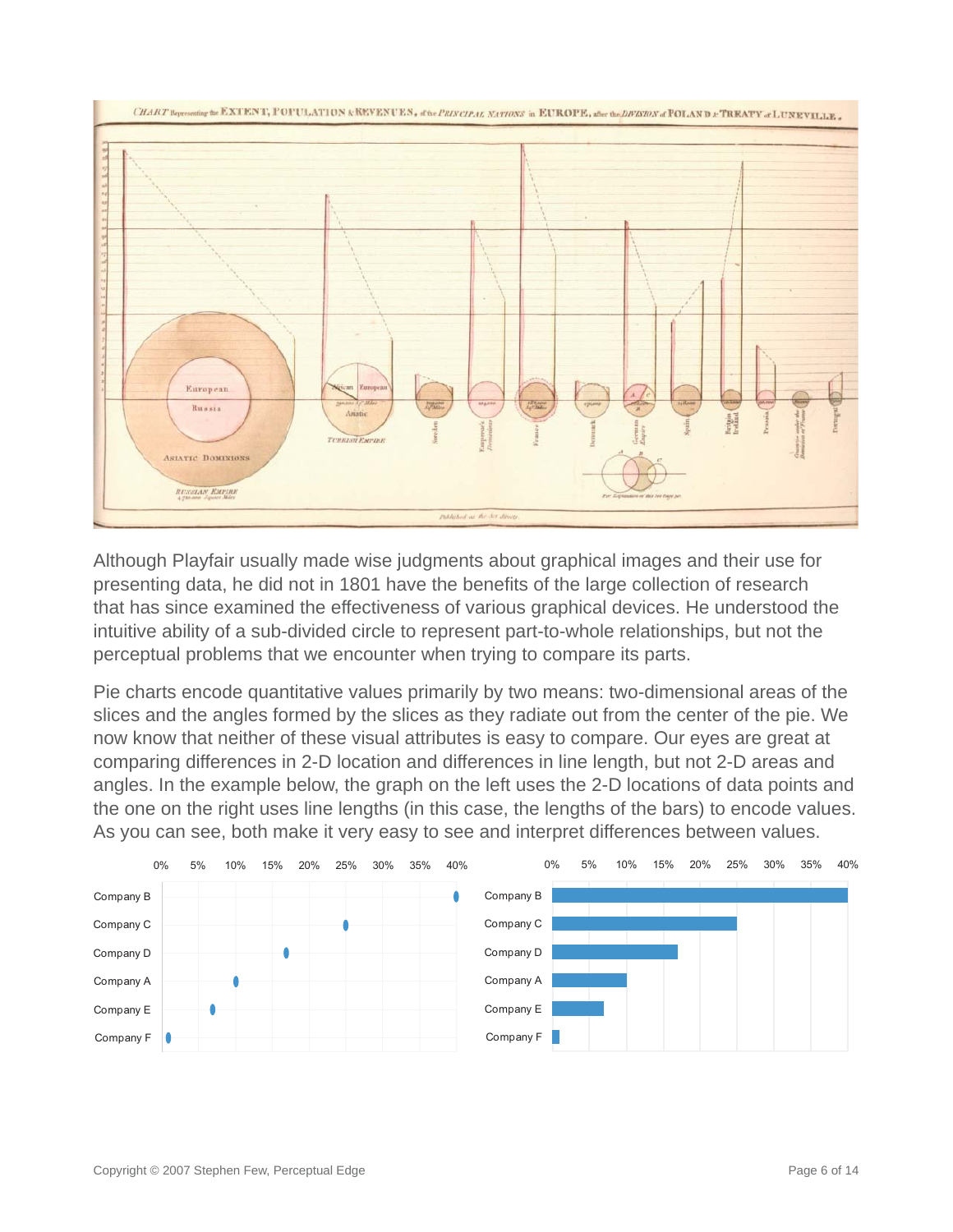Although Playfair usually made wise judgments about graphical images and their use for presenting data, he did not in 1801 have the benefits of the large collection of research that has since examined the effectiveness of various graphical devices. He understood the intuitive ability of a sub-divided circle to represent part-to-whole relationships, but not the perceptual problems that we encounter when trying to compare its parts.

Pie charts encode quantitative values primarily by two means: two-dimensional areas of the slices and the angles formed by the slices as they radiate out from the center of the pie. We now know that neither of these visual attributes is easy to compare. Our eyes are great at comparing differences in 2-D location and differences in line length, but not 2-D areas and angles. In the example below, the graph on the left uses the 2-D locations of data points and the one on the right uses line lengths (in this case, the lengths of the bars) to encode values. As you can see, both make it very easy to see and interpret differences between values.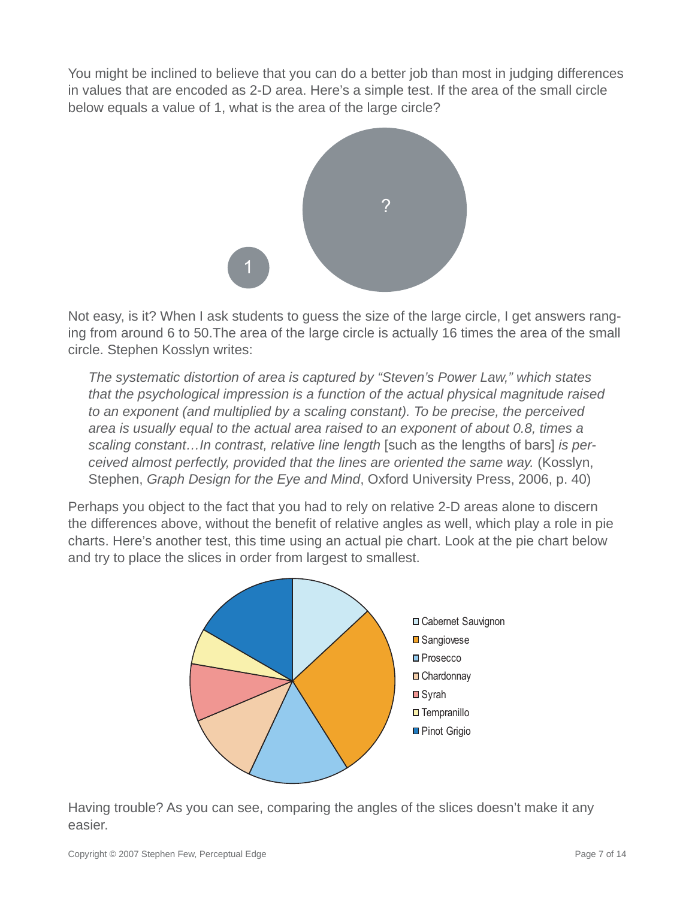You might be inclined to believe that you can do a better job than most in judging differences in values that are encoded as 2-D area. Here's a simple test. If the area of the small circle below equals a value of 1, what is the area of the large circle?

Not easy, is it? When I ask students to guess the size of the large circle, I get answers ranging from around 6 to 50.The area of the large circle is actually 16 times the area of the small circle. Stephen Kosslyn writes:

> *The systematic distortion of area is captured by "Steven's Power Law," which states that the psychological impression is a function of the actual physical magnitude raised to an exponent (and multiplied by a scaling constant). To be precise, the perceived area is usually equal to the actual area raised to an exponent of about 0.8, times a scaling constant…In contrast, relative line length* [such as the lengths of bars] *is perceived almost perfectly, provided that the lines are oriented the same way.* (Kosslyn, Stephen, *Graph Design for the Eye and Mind*, Oxford University Press, 2006, p. 40)

Perhaps you object to the fact that you had to rely on relative 2-D areas alone to discern the differences above, without the benefit of relative angles as well, which play a role in pie charts. Here's another test, this time using an actual pie chart. Look at the pie chart below and try to place the slices in order from largest to smallest.

Having trouble? As you can see, comparing the angles of the slices doesn't make it any easier.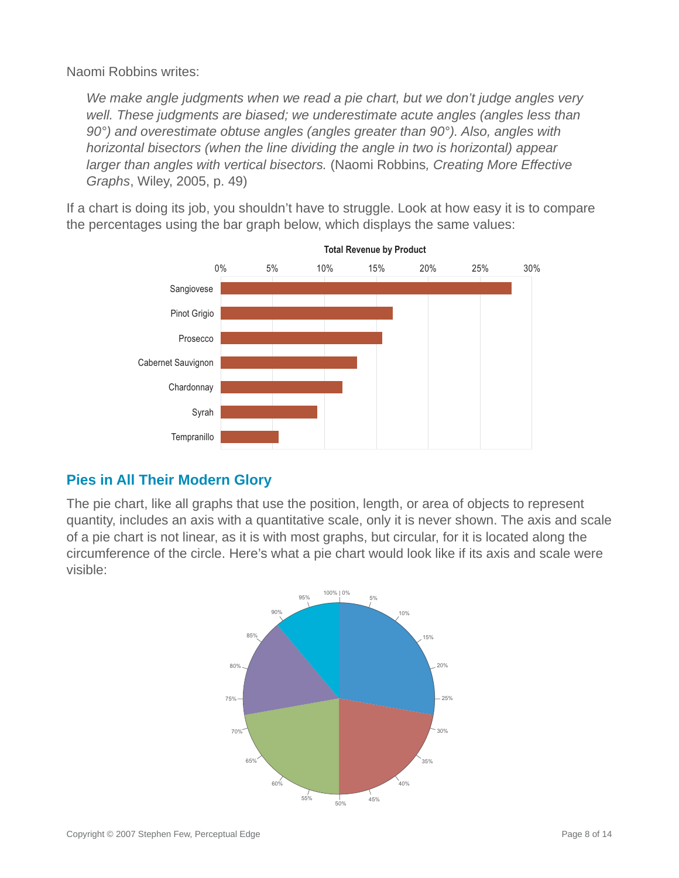Naomi Robbins writes:

> *We make angle judgments when we read a pie chart, but we don't judge angles very well. These judgments are biased; we underestimate acute angles (angles less than 90°) and overestimate obtuse angles (angles greater than 90°). Also, angles with horizontal bisectors (when the line dividing the angle in two is horizontal) appear larger than angles with vertical bisectors.* (Naomi Robbins*, Creating More Effective Graphs*, Wiley, 2005, p. 49)

If a chart is doing its job, you shouldn't have to struggle. Look at how easy it is to compare the percentages using the bar graph below, which displays the same values:

## Pies in All Their Modern Glory

The pie chart, like all graphs that use the position, length, or area of objects to represent quantity, includes an axis with a quantitative scale, only it is never shown. The axis and scale of a pie chart is not linear, as it is with most graphs, but circular, for it is located along the circumference of the circle. Here's what a pie chart would look like if its axis and scale were visible: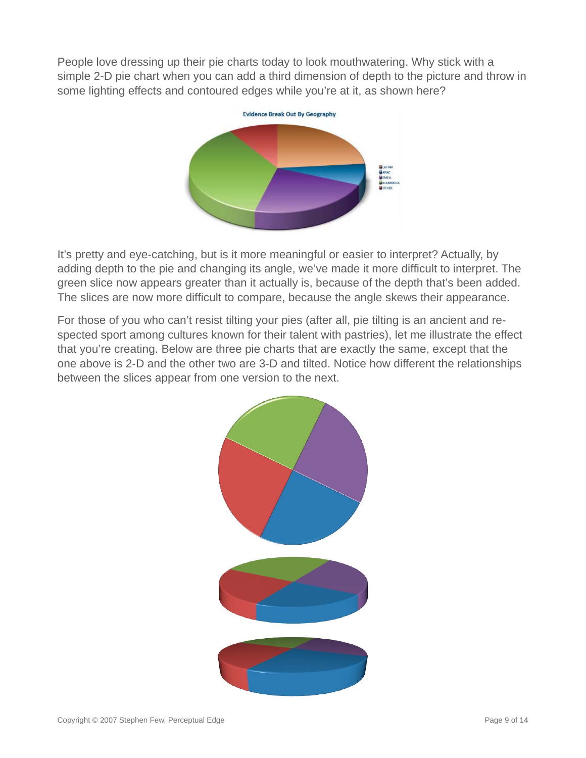People love dressing up their pie charts today to look mouthwatering. Why stick with a simple 2-D pie chart when you can add a third dimension of depth to the picture and throw in some lighting effects and contoured edges while you're at it, as shown here?

It's pretty and eye-catching, but is it more meaningful or easier to interpret? Actually, by adding depth to the pie and changing its angle, we've made it more difficult to interpret. The green slice now appears greater than it actually is, because of the depth that's been added. The slices are now more difficult to compare, because the angle skews their appearance.

For those of you who can't resist tilting your pies (after all, pie tilting is an ancient and respected sport among cultures known for their talent with pastries), let me illustrate the effect that you're creating. Below are three pie charts that are exactly the same, except that the one above is 2-D and the other two are 3-D and tilted. Notice how different the relationships between the slices appear from one version to the next.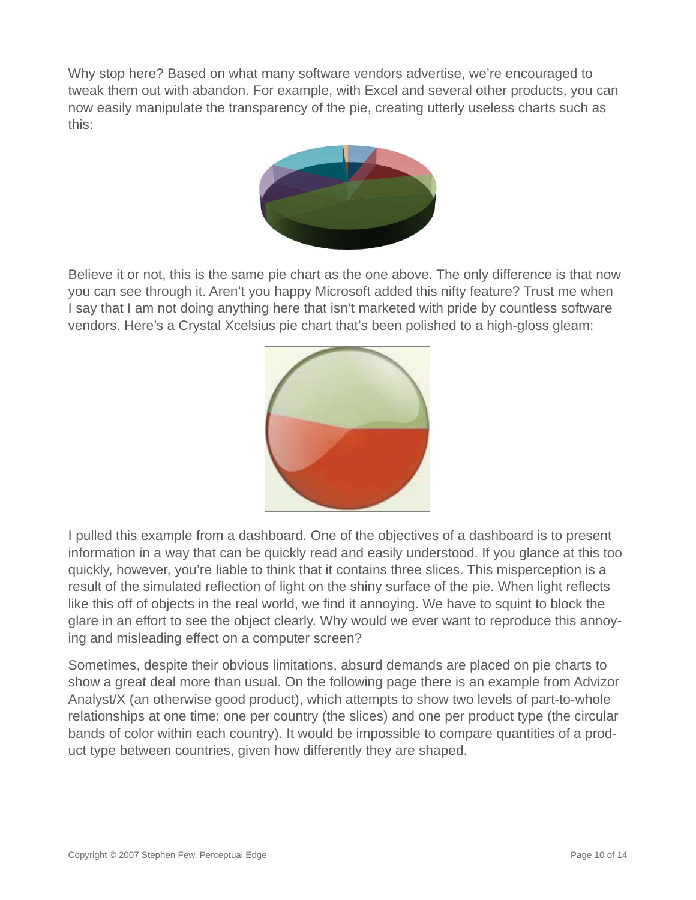Why stop here? Based on what many software vendors advertise, we're encouraged to tweak them out with abandon. For example, with Excel and several other products, you can now easily manipulate the transparency of the pie, creating utterly useless charts such as this:

Believe it or not, this is the same pie chart as the one above. The only difference is that now you can see through it. Aren't you happy Microsoft added this nifty feature? Trust me when I say that I am not doing anything here that isn't marketed with pride by countless software vendors. Here's a Crystal Xcelsius pie chart that's been polished to a high-gloss gleam:

I pulled this example from a dashboard. One of the objectives of a dashboard is to present information in a way that can be quickly read and easily understood. If you glance at this too quickly, however, you're liable to think that it contains three slices. This misperception is a result of the simulated reflection of light on the shiny surface of the pie. When light reflects like this off of objects in the real world, we find it annoying. We have to squint to block the glare in an effort to see the object clearly. Why would we ever want to reproduce this annoying and misleading effect on a computer screen?

Sometimes, despite their obvious limitations, absurd demands are placed on pie charts to show a great deal more than usual. On the following page there is an example from Advizor Analyst/X (an otherwise good product), which attempts to show two levels of part-to-whole relationships at one time: one per country (the slices) and one per product type (the circular bands of color within each country). It would be impossible to compare quantities of a product type between countries, given how differently they are shaped.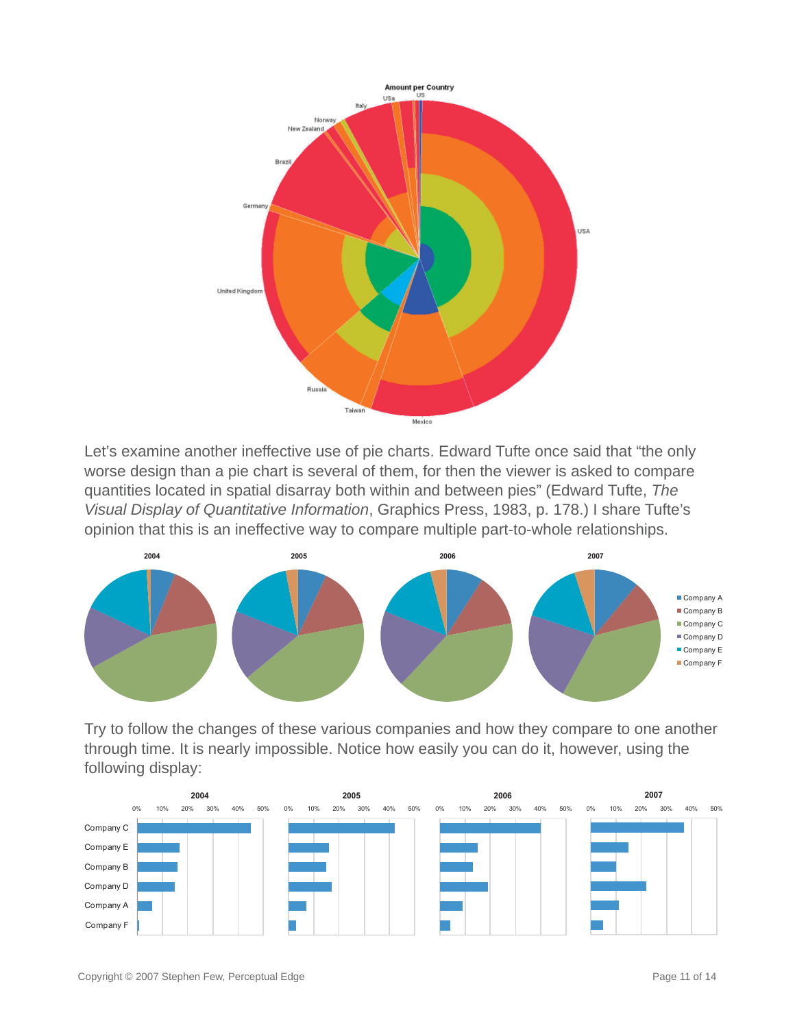Let's examine another ineffective use of pie charts. Edward Tufte once said that "the only worse design than a pie chart is several of them, for then the viewer is asked to compare quantities located in spatial disarray both within and between pies" (Edward Tufte, *The Visual Display of Quantitative Information*, Graphics Press, 1983, p. 178.) I share Tufte's opinion that this is an ineffective way to compare multiple part-to-whole relationships.

Try to follow the changes of these various companies and how they compare to one another through time. It is nearly impossible. Notice how easily you can do it, however, using the following display: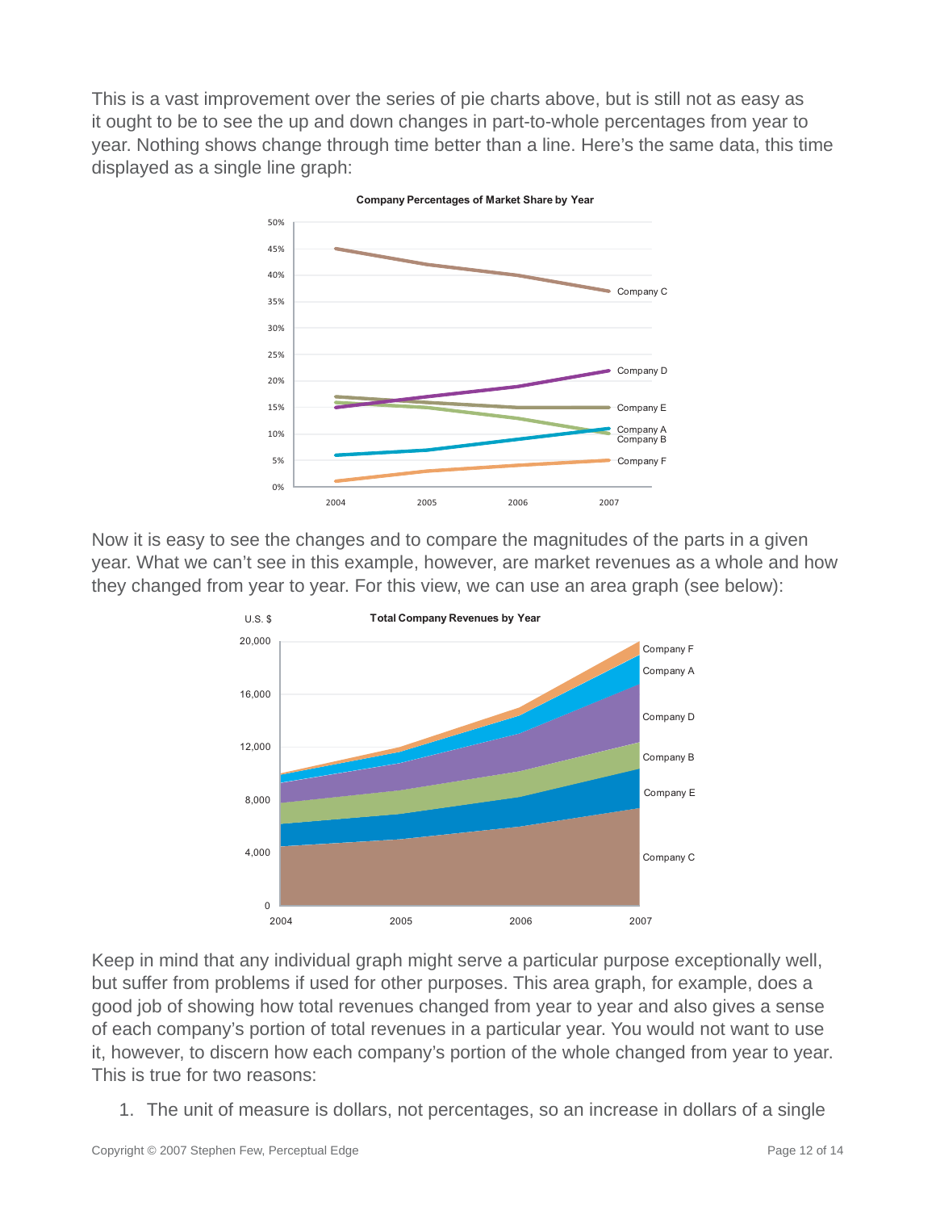This is a vast improvement over the series of pie charts above, but is still not as easy as it ought to be to see the up and down changes in part-to-whole percentages from year to year. Nothing shows change through time better than a line. Here's the same data, this time displayed as a single line graph:

Now it is easy to see the changes and to compare the magnitudes of the parts in a given year. What we can't see in this example, however, are market revenues as a whole and how they changed from year to year. For this view, we can use an area graph (see below):

Keep in mind that any individual graph might serve a particular purpose exceptionally well, but suffer from problems if used for other purposes. This area graph, for example, does a good job of showing how total revenues changed from year to year and also gives a sense of each company's portion of total revenues in a particular year. You would not want to use it, however, to discern how each company's portion of the whole changed from year to year. This is true for two reasons:

1. The unit of measure is dollars, not percentages, so an increase in dollars of a single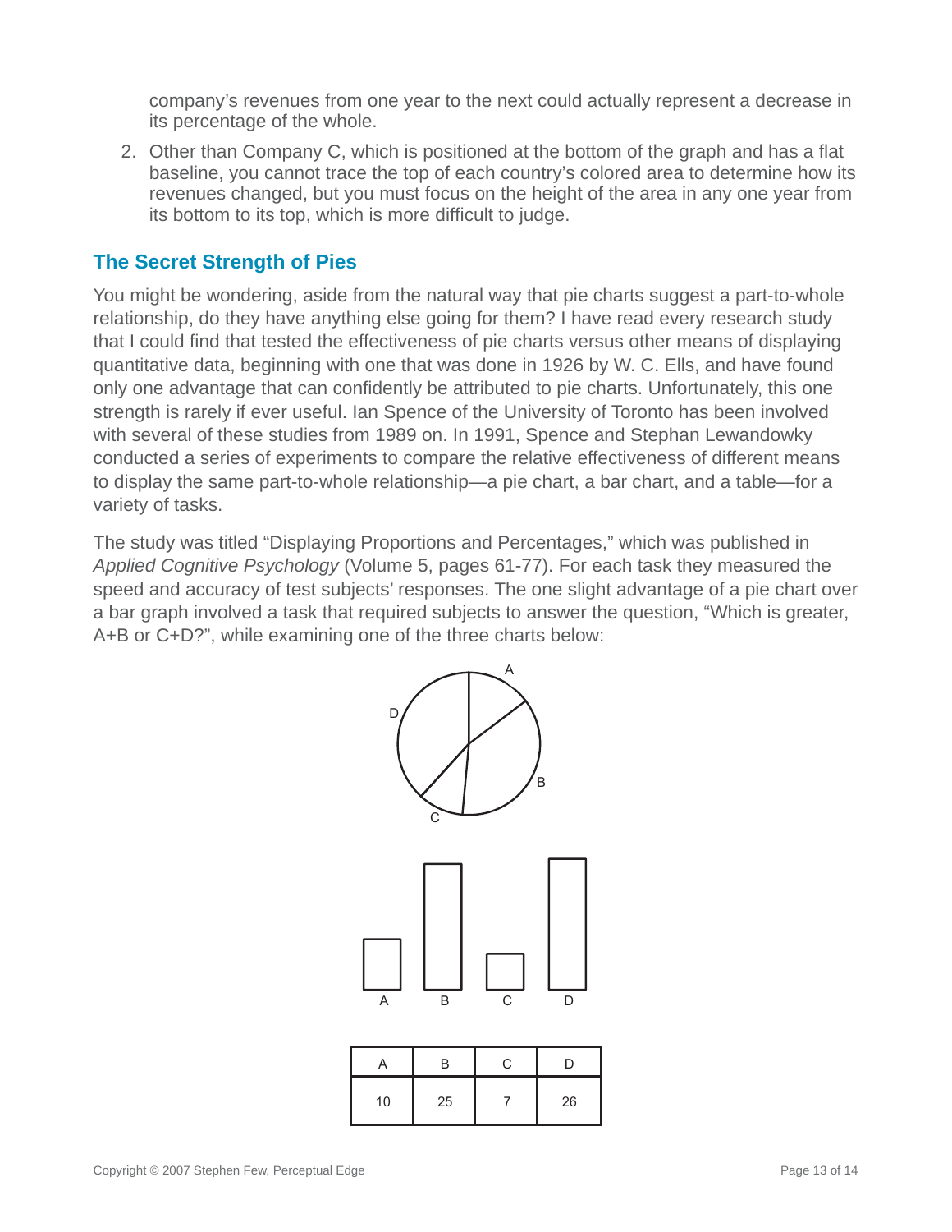company's revenues from one year to the next could actually represent a decrease in its percentage of the whole.

2. Other than Company C, which is positioned at the bottom of the graph and has a flat baseline, you cannot trace the top of each country's colored area to determine how its revenues changed, but you must focus on the height of the area in any one year from its bottom to its top, which is more difficult to judge.

## The Secret Strength of Pies

You might be wondering, aside from the natural way that pie charts suggest a part-to-whole relationship, do they have anything else going for them? I have read every research study that I could find that tested the effectiveness of pie charts versus other means of displaying quantitative data, beginning with one that was done in 1926 by W. C. Ells, and have found only one advantage that can confidently be attributed to pie charts. Unfortunately, this one strength is rarely if ever useful. Ian Spence of the University of Toronto has been involved with several of these studies from 1989 on. In 1991, Spence and Stephan Lewandowky conducted a series of experiments to compare the relative effectiveness of different means to display the same part-to-whole relationship—a pie chart, a bar chart, and a table—for a variety of tasks.

The study was titled "Displaying Proportions and Percentages," which was published in *Applied Cognitive Psychology* (Volume 5, pages 61-77). For each task they measured the speed and accuracy of test subjects' responses. The one slight advantage of a pie chart over a bar graph involved a task that required subjects to answer the question, "Which is greater, A+B or C+D?", while examining one of the three charts below:

| A | B | C | D |
|---|---|---|---|
| 10 | 25 | 7 | 26 |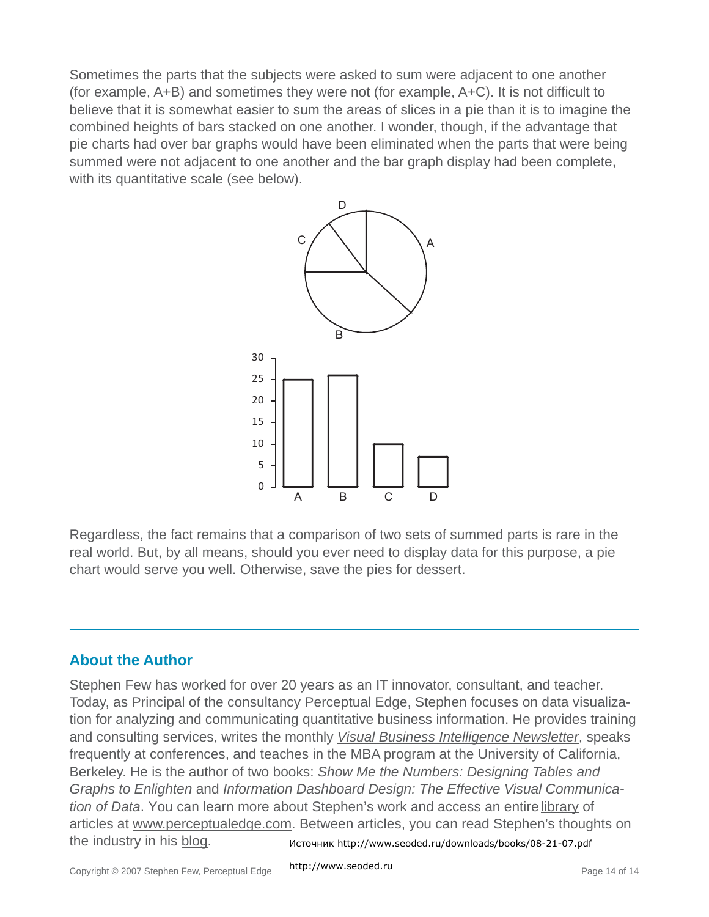Sometimes the parts that the subjects were asked to sum were adjacent to one another (for example, A+B) and sometimes they were not (for example, A+C). It is not difficult to believe that it is somewhat easier to sum the areas of slices in a pie than it is to imagine the combined heights of bars stacked on one another. I wonder, though, if the advantage that pie charts had over bar graphs would have been eliminated when the parts that were being summed were not adjacent to one another and the bar graph display had been complete, with its quantitative scale (see below).

D

C

A

B

30
25
20
15
10
5
0

A B C D

Regardless, the fact remains that a comparison of two sets of summed parts is rare in the real world. But, by all means, should you ever need to display data for this purpose, a pie chart would serve you well. Otherwise, save the pies for dessert.

---

## About the Author

Stephen Few has worked for over 20 years as an IT innovator, consultant, and teacher. Today, as Principal of the consultancy Perceptual Edge, Stephen focuses on data visualization for analyzing and communicating quantitative business information. He provides training and consulting services, writes the monthly *Visual Business Intelligence Newsletter*, speaks frequently at conferences, and teaches in the MBA program at the University of California, Berkeley. He is the author of two books: *Show Me the Numbers: Designing Tables and Graphs to Enlighten* and *Information Dashboard Design: The Effective Visual Communication of Data*. You can learn more about Stephen's work and access an entire library of articles at www.perceptualedge.com. Between articles, you can read Stephen's thoughts on the industry in his blog.

Источник http://www.seoded.ru/downloads/books/08-21-07.pdf

Copyright © 2007 Stephen Few, Perceptual Edge

http://www.seoded.ru